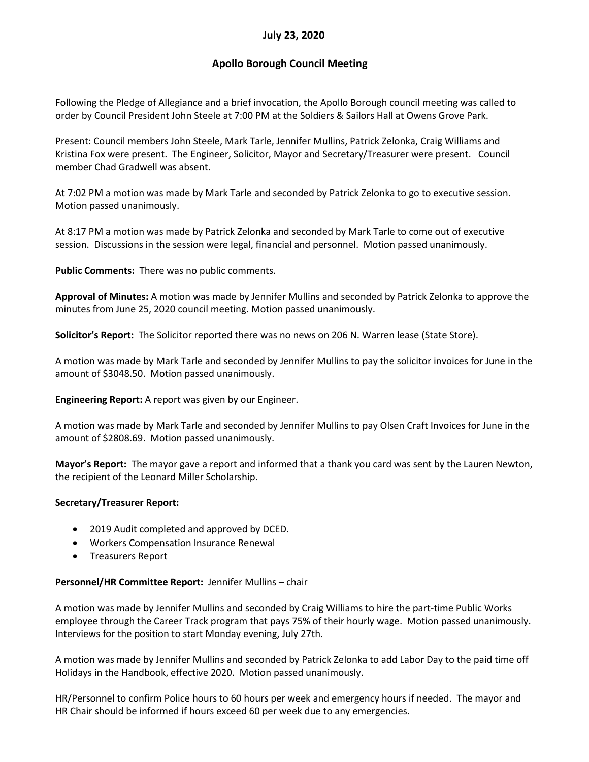## July 23, 2020

## Apollo Borough Council Meeting

Following the Pledge of Allegiance and a brief invocation, the Apollo Borough council meeting was called to order by Council President John Steele at 7:00 PM at the Soldiers & Sailors Hall at Owens Grove Park.

Present: Council members John Steele, Mark Tarle, Jennifer Mullins, Patrick Zelonka, Craig Williams and Kristina Fox were present. The Engineer, Solicitor, Mayor and Secretary/Treasurer were present. Council member Chad Gradwell was absent.

At 7:02 PM a motion was made by Mark Tarle and seconded by Patrick Zelonka to go to executive session. Motion passed unanimously.

At 8:17 PM a motion was made by Patrick Zelonka and seconded by Mark Tarle to come out of executive session. Discussions in the session were legal, financial and personnel. Motion passed unanimously.

**Public Comments:** There was no public comments.

**Approval of Minutes:** A motion was made by Jennifer Mullins and seconded by Patrick Zelonka to approve the minutes from June 25, 2020 council meeting. Motion passed unanimously.

**Solicitor's Report:** The Solicitor reported there was no news on 206 N. Warren lease (State Store).

A motion was made by Mark Tarle and seconded by Jennifer Mullins to pay the solicitor invoices for June in the amount of $3048.50. Motion passed unanimously.

**Engineering Report:** A report was given by our Engineer.

A motion was made by Mark Tarle and seconded by Jennifer Mullins to pay Olsen Craft Invoices for June in the amount of $2808.69. Motion passed unanimously.

**Mayor's Report:** The mayor gave a report and informed that a thank you card was sent by the Lauren Newton, the recipient of the Leonard Miller Scholarship.

**Secretary/Treasurer Report:**

- 2019 Audit completed and approved by DCED.
- Workers Compensation Insurance Renewal
- Treasurers Report

**Personnel/HR Committee Report:** Jennifer Mullins – chair

A motion was made by Jennifer Mullins and seconded by Craig Williams to hire the part-time Public Works employee through the Career Track program that pays 75% of their hourly wage. Motion passed unanimously. Interviews for the position to start Monday evening, July 27th.

A motion was made by Jennifer Mullins and seconded by Patrick Zelonka to add Labor Day to the paid time off Holidays in the Handbook, effective 2020. Motion passed unanimously.

HR/Personnel to confirm Police hours to 60 hours per week and emergency hours if needed. The mayor and HR Chair should be informed if hours exceed 60 per week due to any emergencies.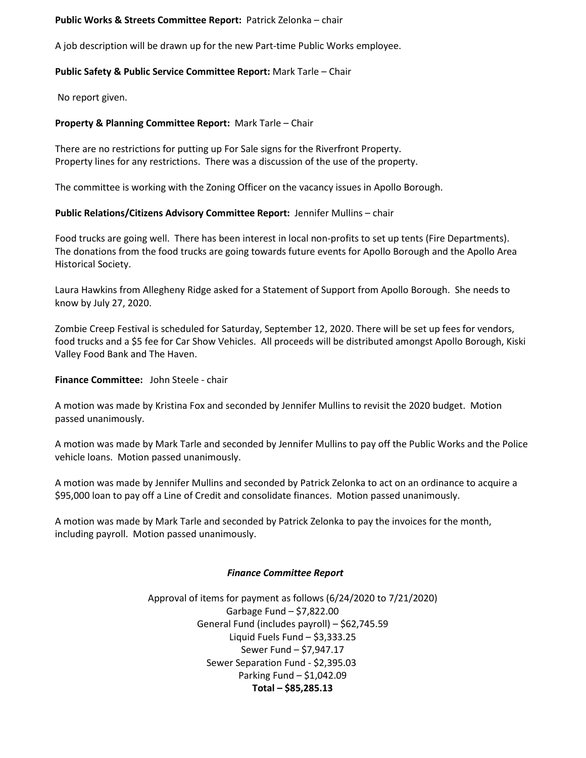**Public Works & Streets Committee Report:** Patrick Zelonka – chair

A job description will be drawn up for the new Part-time Public Works employee.

**Public Safety & Public Service Committee Report:** Mark Tarle – Chair

No report given.

**Property & Planning Committee Report:** Mark Tarle – Chair

There are no restrictions for putting up For Sale signs for the Riverfront Property.
Property lines for any restrictions. There was a discussion of the use of the property.

The committee is working with the Zoning Officer on the vacancy issues in Apollo Borough.

**Public Relations/Citizens Advisory Committee Report:** Jennifer Mullins – chair

Food trucks are going well. There has been interest in local non-profits to set up tents (Fire Departments). The donations from the food trucks are going towards future events for Apollo Borough and the Apollo Area Historical Society.

Laura Hawkins from Allegheny Ridge asked for a Statement of Support from Apollo Borough. She needs to know by July 27, 2020.

Zombie Creep Festival is scheduled for Saturday, September 12, 2020. There will be set up fees for vendors, food trucks and a $5 fee for Car Show Vehicles. All proceeds will be distributed amongst Apollo Borough, Kiski Valley Food Bank and The Haven.

**Finance Committee:** John Steele - chair

A motion was made by Kristina Fox and seconded by Jennifer Mullins to revisit the 2020 budget. Motion passed unanimously.

A motion was made by Mark Tarle and seconded by Jennifer Mullins to pay off the Public Works and the Police vehicle loans. Motion passed unanimously.

A motion was made by Jennifer Mullins and seconded by Patrick Zelonka to act on an ordinance to acquire a $95,000 loan to pay off a Line of Credit and consolidate finances. Motion passed unanimously.

A motion was made by Mark Tarle and seconded by Patrick Zelonka to pay the invoices for the month, including payroll. Motion passed unanimously.

***Finance Committee Report***

Approval of items for payment as follows (6/24/2020 to 7/21/2020)

Garbage Fund – $7,822.00
General Fund (includes payroll) – $62,745.59
Liquid Fuels Fund – $3,333.25
Sewer Fund – $7,947.17
Sewer Separation Fund - $2,395.03
Parking Fund – $1,042.09
**Total – $85,285.13**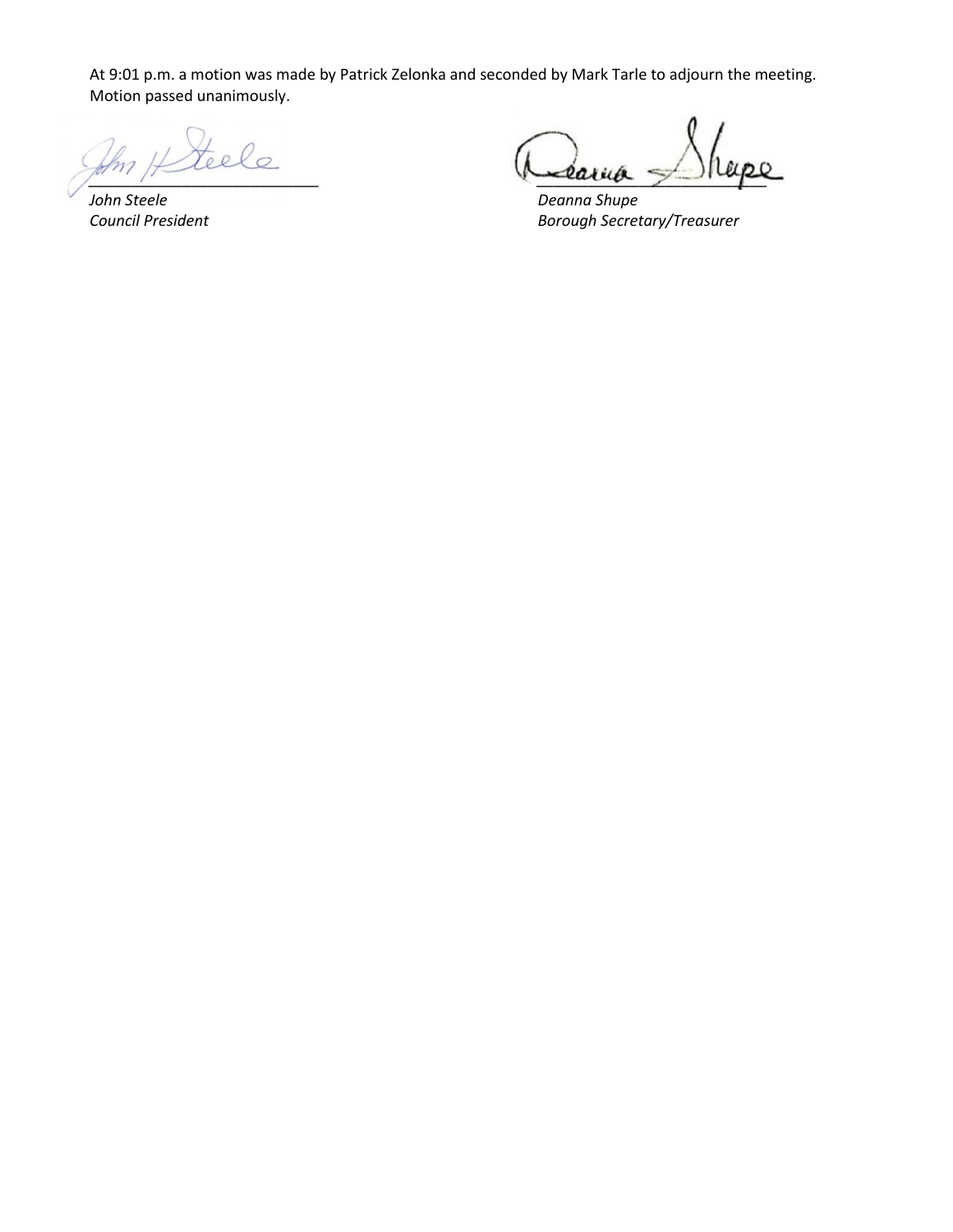At 9:01 p.m. a motion was made by Patrick Zelonka and seconded by Mark Tarle to adjourn the meeting. Motion passed unanimously.

*John Steele*
*Council President*

*Deanna Shupe*
*Borough Secretary/Treasurer*